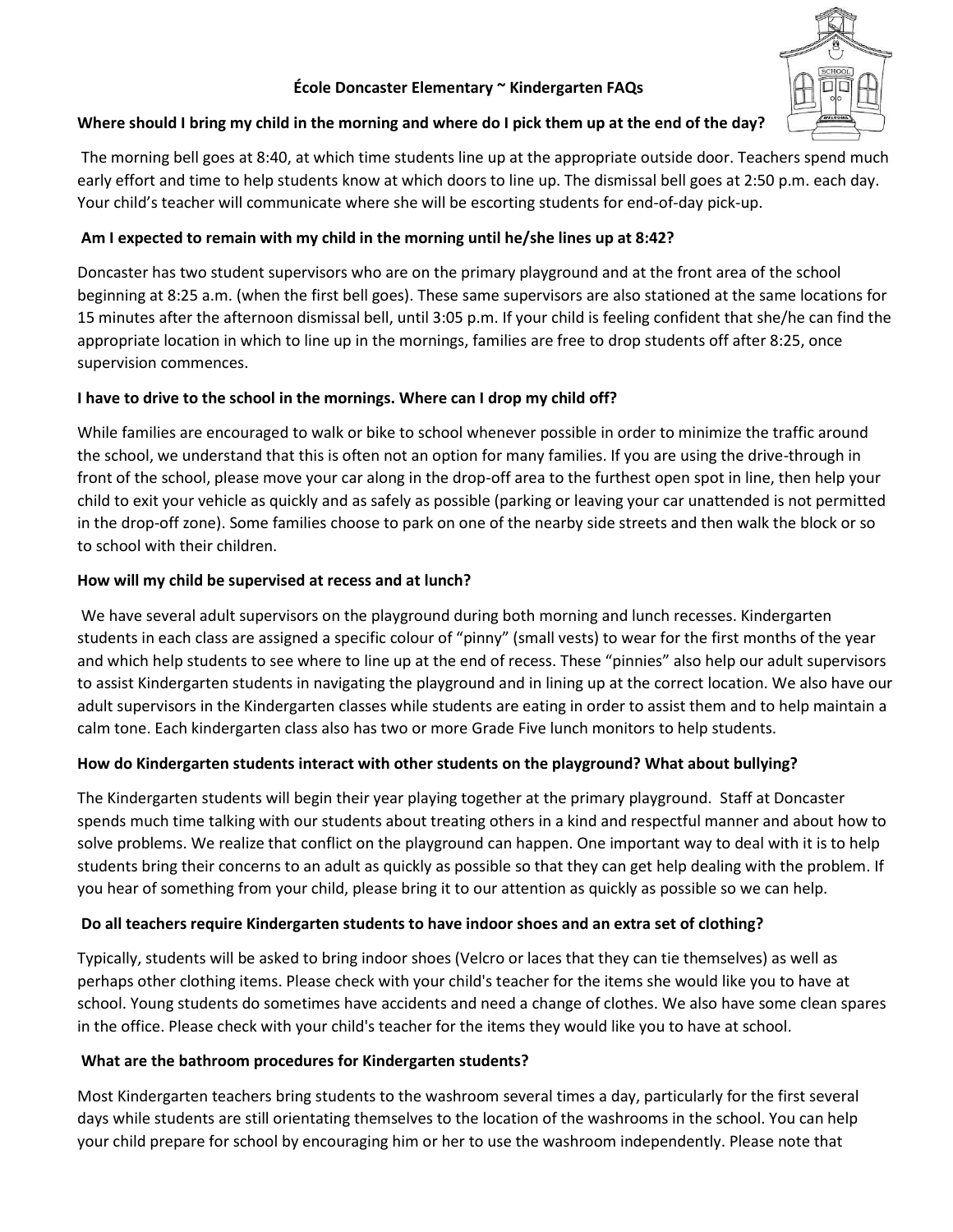# École Doncaster Elementary ~ Kindergarten FAQs

### Where should I bring my child in the morning and where do I pick them up at the end of the day?

The morning bell goes at 8:40, at which time students line up at the appropriate outside door. Teachers spend much early effort and time to help students know at which doors to line up. The dismissal bell goes at 2:50 p.m. each day. Your child's teacher will communicate where she will be escorting students for end-of-day pick-up.

### Am I expected to remain with my child in the morning until he/she lines up at 8:42?

Doncaster has two student supervisors who are on the primary playground and at the front area of the school beginning at 8:25 a.m. (when the first bell goes). These same supervisors are also stationed at the same locations for 15 minutes after the afternoon dismissal bell, until 3:05 p.m. If your child is feeling confident that she/he can find the appropriate location in which to line up in the mornings, families are free to drop students off after 8:25, once supervision commences.

### I have to drive to the school in the mornings. Where can I drop my child off?

While families are encouraged to walk or bike to school whenever possible in order to minimize the traffic around the school, we understand that this is often not an option for many families. If you are using the drive-through in front of the school, please move your car along in the drop-off area to the furthest open spot in line, then help your child to exit your vehicle as quickly and as safely as possible (parking or leaving your car unattended is not permitted in the drop-off zone). Some families choose to park on one of the nearby side streets and then walk the block or so to school with their children.

### How will my child be supervised at recess and at lunch?

We have several adult supervisors on the playground during both morning and lunch recesses. Kindergarten students in each class are assigned a specific colour of "pinny" (small vests) to wear for the first months of the year and which help students to see where to line up at the end of recess. These "pinnies" also help our adult supervisors to assist Kindergarten students in navigating the playground and in lining up at the correct location. We also have our adult supervisors in the Kindergarten classes while students are eating in order to assist them and to help maintain a calm tone. Each kindergarten class also has two or more Grade Five lunch monitors to help students.

### How do Kindergarten students interact with other students on the playground? What about bullying?

The Kindergarten students will begin their year playing together at the primary playground. Staff at Doncaster spends much time talking with our students about treating others in a kind and respectful manner and about how to solve problems. We realize that conflict on the playground can happen. One important way to deal with it is to help students bring their concerns to an adult as quickly as possible so that they can get help dealing with the problem. If you hear of something from your child, please bring it to our attention as quickly as possible so we can help.

### Do all teachers require Kindergarten students to have indoor shoes and an extra set of clothing?

Typically, students will be asked to bring indoor shoes (Velcro or laces that they can tie themselves) as well as perhaps other clothing items. Please check with your child's teacher for the items she would like you to have at school. Young students do sometimes have accidents and need a change of clothes. We also have some clean spares in the office. Please check with your child's teacher for the items they would like you to have at school.

### What are the bathroom procedures for Kindergarten students?

Most Kindergarten teachers bring students to the washroom several times a day, particularly for the first several days while students are still orientating themselves to the location of the washrooms in the school. You can help your child prepare for school by encouraging him or her to use the washroom independently. Please note that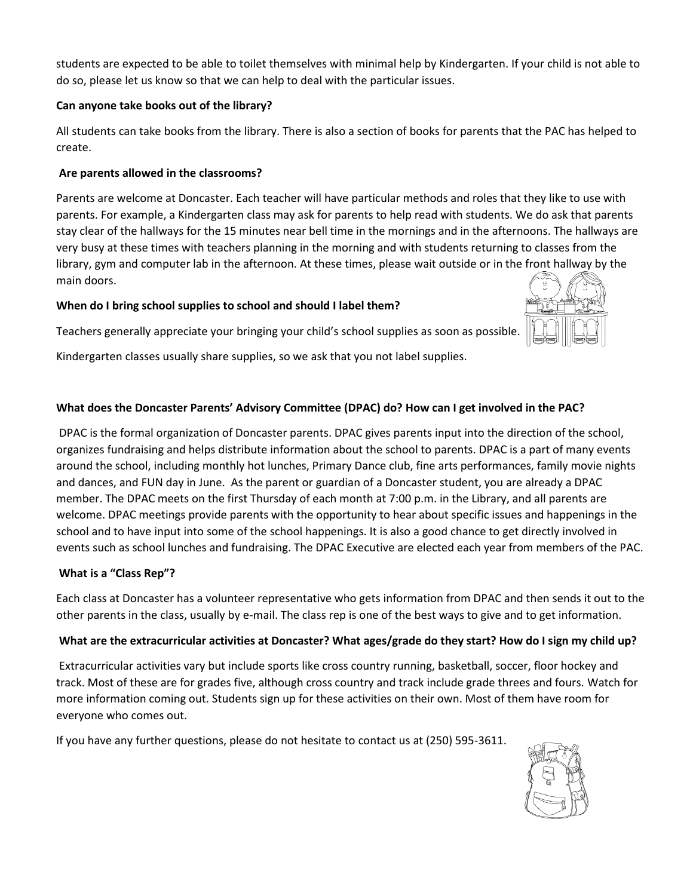students are expected to be able to toilet themselves with minimal help by Kindergarten. If your child is not able to do so, please let us know so that we can help to deal with the particular issues.

**Can anyone take books out of the library?**

All students can take books from the library. There is also a section of books for parents that the PAC has helped to create.

**Are parents allowed in the classrooms?**

Parents are welcome at Doncaster. Each teacher will have particular methods and roles that they like to use with parents. For example, a Kindergarten class may ask for parents to help read with students. We do ask that parents stay clear of the hallways for the 15 minutes near bell time in the mornings and in the afternoons. The hallways are very busy at these times with teachers planning in the morning and with students returning to classes from the library, gym and computer lab in the afternoon. At these times, please wait outside or in the front hallway by the main doors.

**When do I bring school supplies to school and should I label them?**

Teachers generally appreciate your bringing your child's school supplies as soon as possible.

Kindergarten classes usually share supplies, so we ask that you not label supplies.

**What does the Doncaster Parents' Advisory Committee (DPAC) do? How can I get involved in the PAC?**

DPAC is the formal organization of Doncaster parents. DPAC gives parents input into the direction of the school, organizes fundraising and helps distribute information about the school to parents. DPAC is a part of many events around the school, including monthly hot lunches, Primary Dance club, fine arts performances, family movie nights and dances, and FUN day in June. As the parent or guardian of a Doncaster student, you are already a DPAC member. The DPAC meets on the first Thursday of each month at 7:00 p.m. in the Library, and all parents are welcome. DPAC meetings provide parents with the opportunity to hear about specific issues and happenings in the school and to have input into some of the school happenings. It is also a good chance to get directly involved in events such as school lunches and fundraising. The DPAC Executive are elected each year from members of the PAC.

**What is a "Class Rep"?**

Each class at Doncaster has a volunteer representative who gets information from DPAC and then sends it out to the other parents in the class, usually by e-mail. The class rep is one of the best ways to give and to get information.

**What are the extracurricular activities at Doncaster? What ages/grade do they start? How do I sign my child up?**

Extracurricular activities vary but include sports like cross country running, basketball, soccer, floor hockey and track. Most of these are for grades five, although cross country and track include grade threes and fours. Watch for more information coming out. Students sign up for these activities on their own. Most of them have room for everyone who comes out.

If you have any further questions, please do not hesitate to contact us at (250) 595-3611.